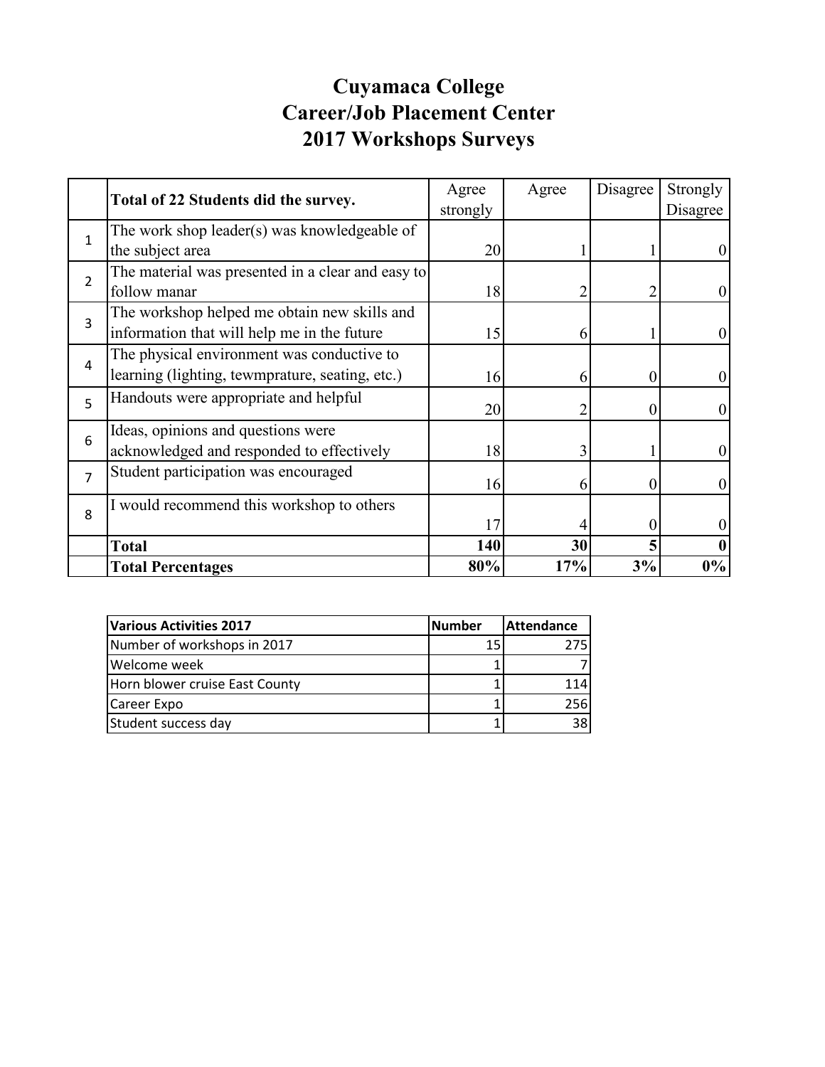# Cuyamaca College
# Career/Job Placement Center
# 2017 Workshops Surveys

| | **Total of 22 Students did the survey.** | Agree strongly | Agree | Disagree | Strongly Disagree |
|---|---|---|---|---|---|
| 1 | The work shop leader(s) was knowledgeable of the subject area | 20 | 1 | 1 | 0 |
| 2 | The material was presented in a clear and easy to follow manar | 18 | 2 | 2 | 0 |
| 3 | The workshop helped me obtain new skills and information that will help me in the future | 15 | 6 | 1 | 0 |
| 4 | The physical environment was conductive to learning (lighting, tewmprature, seating, etc.) | 16 | 6 | 0 | 0 |
| 5 | Handouts were appropriate and helpful | 20 | 2 | 0 | 0 |
| 6 | Ideas, opinions and questions were acknowledged and responded to effectively | 18 | 3 | 1 | 0 |
| 7 | Student participation was encouraged | 16 | 6 | 0 | 0 |
| 8 | I would recommend this workshop to others | 17 | 4 | 0 | 0 |
| | **Total** | **140** | **30** | **5** | **0** |
| | **Total Percentages** | **80%** | **17%** | **3%** | **0%** |

| **Various Activities 2017** | **Number** | **Attendance** |
|---|---|---|
| Number of workshops in 2017 | 15 | 275 |
| Welcome week | 1 | 7 |
| Horn blower cruise East County | 1 | 114 |
| Career Expo | 1 | 256 |
| Student success day | 1 | 38 |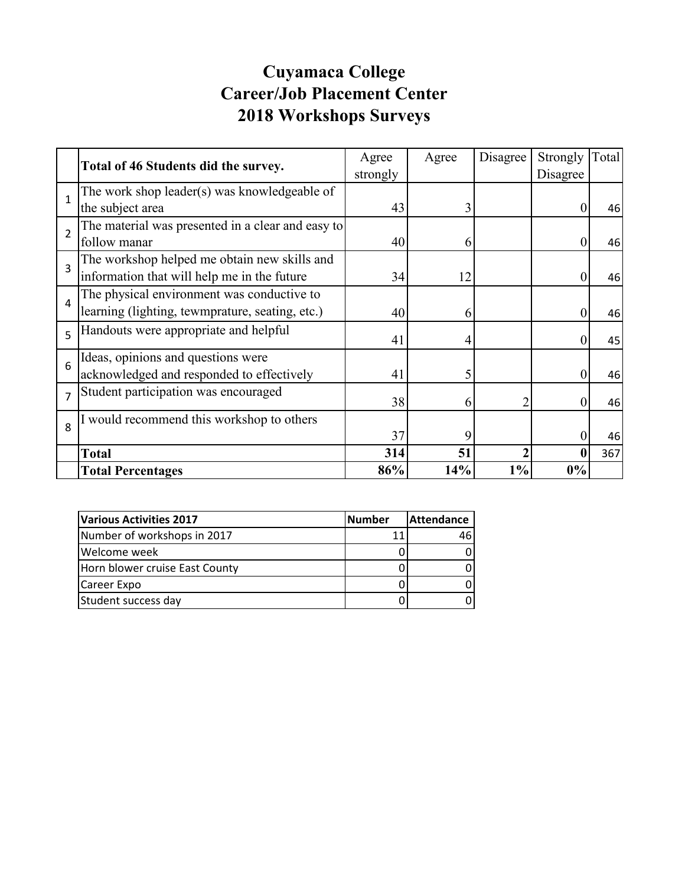# Cuyamaca College
# Career/Job Placement Center
# 2018 Workshops Surveys

| | Total of 46 Students did the survey. | Agree strongly | Agree | Disagree | Strongly Disagree | Total |
|---|---|---|---|---|---|---|
| 1 | The work shop leader(s) was knowledgeable of the subject area | 43 | 3 | | 0 | 46 |
| 2 | The material was presented in a clear and easy to follow manar | 40 | 6 | | 0 | 46 |
| 3 | The workshop helped me obtain new skills and information that will help me in the future | 34 | 12 | | 0 | 46 |
| 4 | The physical environment was conductive to learning (lighting, tewmprature, seating, etc.) | 40 | 6 | | 0 | 46 |
| 5 | Handouts were appropriate and helpful | 41 | 4 | | 0 | 45 |
| 6 | Ideas, opinions and questions were acknowledged and responded to effectively | 41 | 5 | | 0 | 46 |
| 7 | Student participation was encouraged | 38 | 6 | 2 | 0 | 46 |
| 8 | I would recommend this workshop to others | 37 | 9 | | 0 | 46 |
| | **Total** | **314** | **51** | **2** | **0** | 367 |
| | **Total Percentages** | **86%** | **14%** | **1%** | **0%** | |

| Various Activities 2017 | Number | Attendance |
|---|---|---|
| Number of workshops in 2017 | 11 | 46 |
| Welcome week | 0 | 0 |
| Horn blower cruise East County | 0 | 0 |
| Career Expo | 0 | 0 |
| Student success day | 0 | 0 |